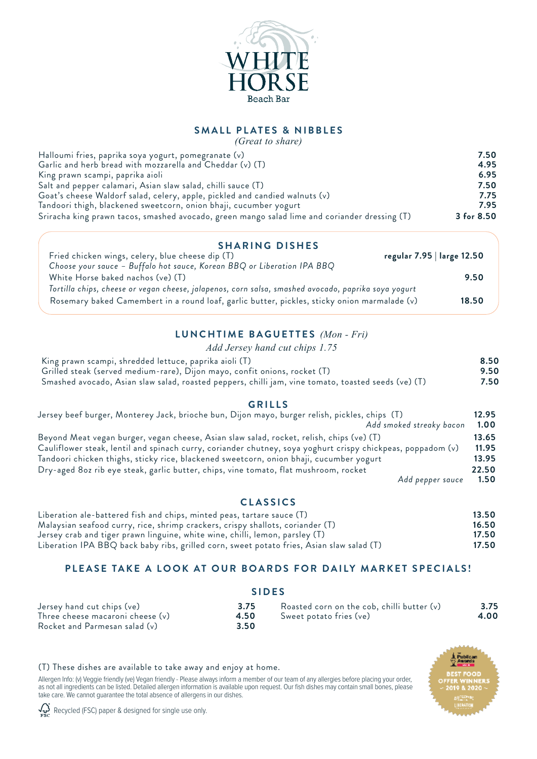# WHITE HORSE

Beach Bar

## SMALL PLATES & NIBBLES

*(Great to share)*

| Item | Price |
|---|---|
| Halloumi fries, paprika soya yogurt, pomegranate (v) | **7.50** |
| Garlic and herb bread with mozzarella and Cheddar (v) (T) | **4.95** |
| King prawn scampi, paprika aioli | **6.95** |
| Salt and pepper calamari, Asian slaw salad, chilli sauce (T) | **7.50** |
| Goat's cheese Waldorf salad, celery, apple, pickled and candied walnuts (v) | **7.75** |
| Tandoori thigh, blackened sweetcorn, onion bhaji, cucumber yogurt | **7.95** |
| Sriracha king prawn tacos, smashed avocado, green mango salad lime and coriander dressing (T) | **3 for 8.50** |

## SHARING DISHES

| Item | Price |
|---|---|
| Fried chicken wings, celery, blue cheese dip (T)<br>*Choose your sauce – Buffalo hot sauce, Korean BBQ or Liberation IPA BBQ* | **regular 7.95 \| large 12.50** |
| White Horse baked nachos (ve) (T)<br>*Tortilla chips, cheese or vegan cheese, jalapenos, corn salsa, smashed avocado, paprika soya yogurt* | **9.50** |
| Rosemary baked Camembert in a round loaf, garlic butter, pickles, sticky onion marmalade (v) | **18.50** |

## LUNCHTIME BAGUETTES *(Mon - Fri)*

*Add Jersey hand cut chips 1.75*

| Item | Price |
|---|---|
| King prawn scampi, shredded lettuce, paprika aioli (T) | **8.50** |
| Grilled steak (served medium-rare), Dijon mayo, confit onions, rocket (T) | **9.50** |
| Smashed avocado, Asian slaw salad, roasted peppers, chilli jam, vine tomato, toasted seeds (ve) (T) | **7.50** |

## GRILLS

| Item | Price |
|---|---|
| Jersey beef burger, Monterey Jack, brioche bun, Dijon mayo, burger relish, pickles, chips (T) | **12.95** |
| *Add smoked streaky bacon* | **1.00** |
| Beyond Meat vegan burger, vegan cheese, Asian slaw salad, rocket, relish, chips (ve) (T) | **13.65** |
| Cauliflower steak, lentil and spinach curry, coriander chutney, soya yoghurt crispy chickpeas, poppadom (v) | **11.95** |
| Tandoori chicken thighs, sticky rice, blackened sweetcorn, onion bhaji, cucumber yogurt | **13.95** |
| Dry-aged 8oz rib eye steak, garlic butter, chips, vine tomato, flat mushroom, rocket | **22.50** |
| *Add pepper sauce* | **1.50** |

## CLASSICS

| Item | Price |
|---|---|
| Liberation ale-battered fish and chips, minted peas, tartare sauce (T) | **13.50** |
| Malaysian seafood curry, rice, shrimp crackers, crispy shallots, coriander (T) | **16.50** |
| Jersey crab and tiger prawn linguine, white wine, chilli, lemon, parsley (T) | **17.50** |
| Liberation IPA BBQ back baby ribs, grilled corn, sweet potato fries, Asian slaw salad (T) | **17.50** |

## PLEASE TAKE A LOOK AT OUR BOARDS FOR DAILY MARKET SPECIALS!

## SIDES

| Item | Price |
|---|---|
| Jersey hand cut chips (ve) | **3.75** |
| Three cheese macaroni cheese (v) | **4.50** |
| Rocket and Parmesan salad (v) | **3.50** |
| Roasted corn on the cob, chilli butter (v) | **3.75** |
| Sweet potato fries (ve) | **4.00** |

(T) These dishes are available to take away and enjoy at home.

Allergen Info: (v) Veggie friendly (ve) Vegan friendly - Please always inform a member of our team of any allergies before placing your order, as not all ingredients can be listed. Detailed allergen information is available upon request. Our fish dishes may contain small bones, please take care. We cannot guarantee the total absence of allergens in our dishes.

Publican Awards – BEST FOOD OFFER WINNERS – 2019 & 2020 – Liberation

FSC Recycled (FSC) paper & designed for single use only.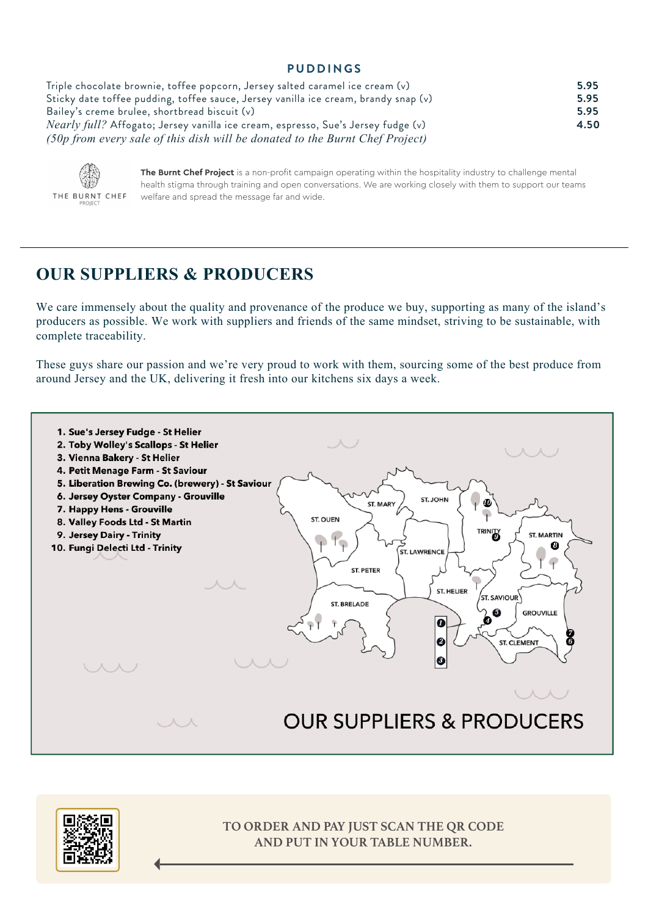## PUDDINGS

| | |
|---|---|
| Triple chocolate brownie, toffee popcorn, Jersey salted caramel ice cream (v) | 5.95 |
| Sticky date toffee pudding, toffee sauce, Jersey vanilla ice cream, brandy snap (v) | 5.95 |
| Bailey's creme brulee, shortbread biscuit (v) | 5.95 |
| *Nearly full?* Affogato; Jersey vanilla ice cream, espresso, Sue's Jersey fudge (v) | 4.50 |

*(50p from every sale of this dish will be donated to the Burnt Chef Project)*

THE BURNT CHEF PROJECT

**The Burnt Chef Project** is a non-profit campaign operating within the hospitality industry to challenge mental health stigma through training and open conversations. We are working closely with them to support our teams welfare and spread the message far and wide.

---

## OUR SUPPLIERS & PRODUCERS

We care immensely about the quality and provenance of the produce we buy, supporting as many of the island's producers as possible. We work with suppliers and friends of the same mindset, striving to be sustainable, with complete traceability.

These guys share our passion and we're very proud to work with them, sourcing some of the best produce from around Jersey and the UK, delivering it fresh into our kitchens six days a week.

1. **Sue's Jersey Fudge - St Helier**
2. **Toby Wolley's Scallops - St Helier**
3. **Vienna Bakery - St Helier**
4. **Petit Menage Farm - St Saviour**
5. **Liberation Brewing Co. (brewery) - St Saviour**
6. **Jersey Oyster Company - Grouville**
7. **Happy Hens - Grouville**
8. **Valley Foods Ltd - St Martin**
9. **Jersey Dairy - Trinity**
10. **Fungi Delecti Ltd - Trinity**

ST. OUEN
ST. MARY
ST. JOHN
TRINITY
ST. MARTIN
ST. LAWRENCE
ST. PETER
ST. HELIER
ST. SAVIOUR
ST. BRELADE
GROUVILLE
ST. CLEMENT

OUR SUPPLIERS & PRODUCERS

**TO ORDER AND PAY JUST SCAN THE QR CODE AND PUT IN YOUR TABLE NUMBER.**